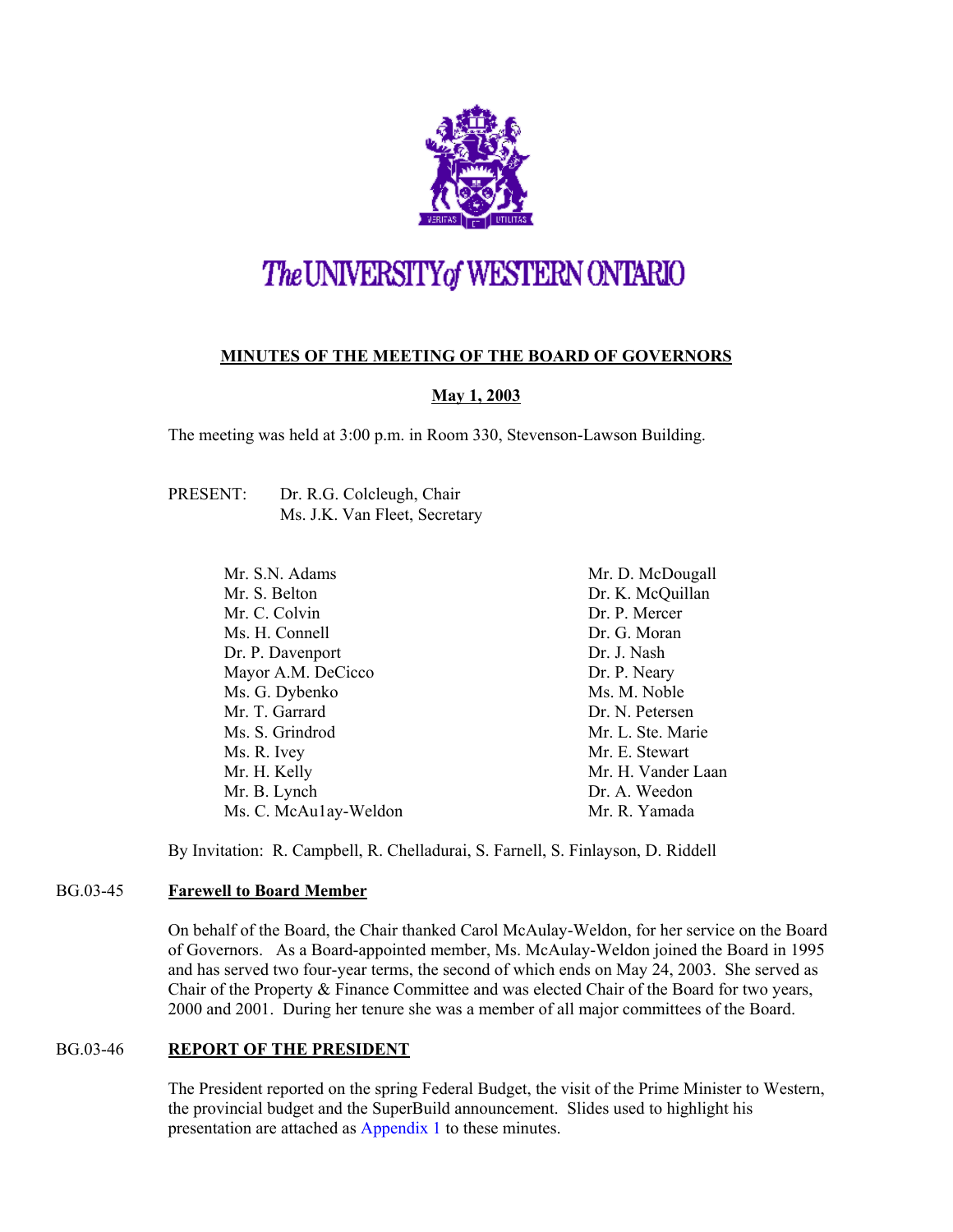# The UNIVERSITY of WESTERN ONTARIO

## MINUTES OF THE MEETING OF THE BOARD OF GOVERNORS

**May 1, 2003**

The meeting was held at 3:00 p.m. in Room 330, Stevenson-Lawson Building.

PRESENT: Dr. R.G. Colcleugh, Chair
Ms. J.K. Van Fleet, Secretary

Mr. S.N. Adams
Mr. S. Belton
Mr. C. Colvin
Ms. H. Connell
Dr. P. Davenport
Mayor A.M. DeCicco
Ms. G. Dybenko
Mr. T. Garrard
Ms. S. Grindrod
Ms. R. Ivey
Mr. H. Kelly
Mr. B. Lynch
Ms. C. McAu1ay-Weldon
Mr. D. McDougall
Dr. K. McQuillan
Dr. P. Mercer
Dr. G. Moran
Dr. J. Nash
Dr. P. Neary
Ms. M. Noble
Dr. N. Petersen
Mr. L. Ste. Marie
Mr. E. Stewart
Mr. H. Vander Laan
Dr. A. Weedon
Mr. R. Yamada

By Invitation: R. Campbell, R. Chelladurai, S. Farnell, S. Finlayson, D. Riddell

### BG.03-45 **Farewell to Board Member**

On behalf of the Board, the Chair thanked Carol McAulay-Weldon, for her service on the Board of Governors. As a Board-appointed member, Ms. McAulay-Weldon joined the Board in 1995 and has served two four-year terms, the second of which ends on May 24, 2003. She served as Chair of the Property & Finance Committee and was elected Chair of the Board for two years, 2000 and 2001. During her tenure she was a member of all major committees of the Board.

### BG.03-46 **REPORT OF THE PRESIDENT**

The President reported on the spring Federal Budget, the visit of the Prime Minister to Western, the provincial budget and the SuperBuild announcement. Slides used to highlight his presentation are attached as Appendix 1 to these minutes.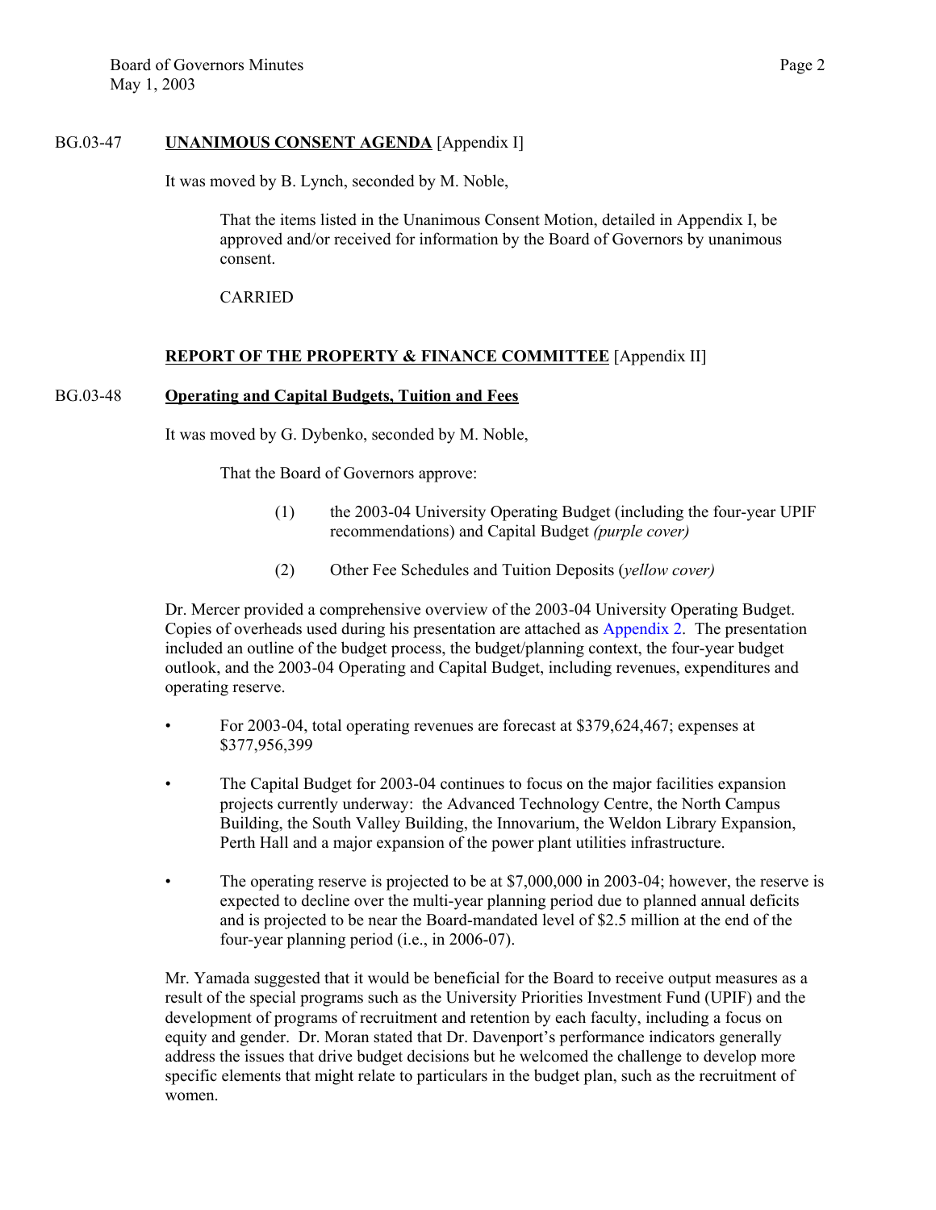BG.03-47 **UNANIMOUS CONSENT AGENDA** [Appendix I]

It was moved by B. Lynch, seconded by M. Noble,

> That the items listed in the Unanimous Consent Motion, detailed in Appendix I, be approved and/or received for information by the Board of Governors by unanimous consent.
>
> CARRIED

**REPORT OF THE PROPERTY & FINANCE COMMITTEE** [Appendix II]

BG.03-48 **Operating and Capital Budgets, Tuition and Fees**

It was moved by G. Dybenko, seconded by M. Noble,

> That the Board of Governors approve:
>
> (1) the 2003-04 University Operating Budget (including the four-year UPIF recommendations) and Capital Budget *(purple cover)*
>
> (2) Other Fee Schedules and Tuition Deposits (*yellow cover)*

Dr. Mercer provided a comprehensive overview of the 2003-04 University Operating Budget. Copies of overheads used during his presentation are attached as Appendix 2. The presentation included an outline of the budget process, the budget/planning context, the four-year budget outlook, and the 2003-04 Operating and Capital Budget, including revenues, expenditures and operating reserve.

- For 2003-04, total operating revenues are forecast at $379,624,467; expenses at $377,956,399
- The Capital Budget for 2003-04 continues to focus on the major facilities expansion projects currently underway: the Advanced Technology Centre, the North Campus Building, the South Valley Building, the Innovarium, the Weldon Library Expansion, Perth Hall and a major expansion of the power plant utilities infrastructure.
- The operating reserve is projected to be at $7,000,000 in 2003-04; however, the reserve is expected to decline over the multi-year planning period due to planned annual deficits and is projected to be near the Board-mandated level of $2.5 million at the end of the four-year planning period (i.e., in 2006-07).

Mr. Yamada suggested that it would be beneficial for the Board to receive output measures as a result of the special programs such as the University Priorities Investment Fund (UPIF) and the development of programs of recruitment and retention by each faculty, including a focus on equity and gender. Dr. Moran stated that Dr. Davenport's performance indicators generally address the issues that drive budget decisions but he welcomed the challenge to develop more specific elements that might relate to particulars in the budget plan, such as the recruitment of women.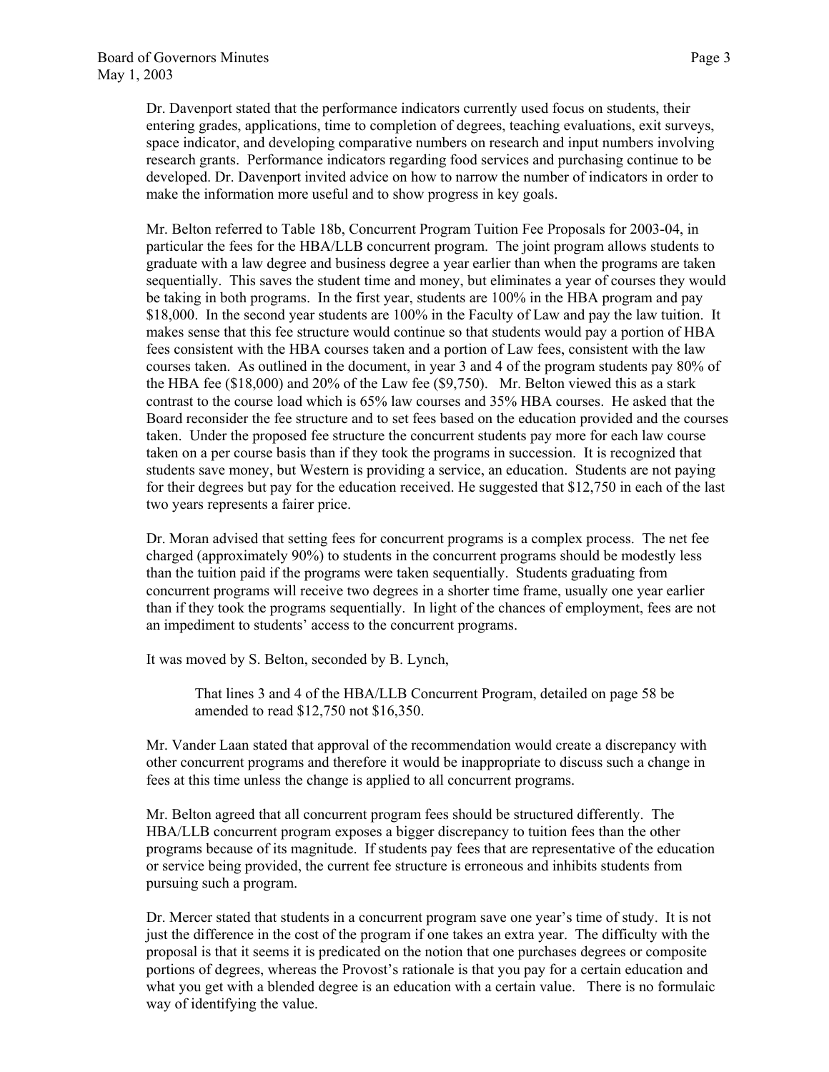Dr. Davenport stated that the performance indicators currently used focus on students, their entering grades, applications, time to completion of degrees, teaching evaluations, exit surveys, space indicator, and developing comparative numbers on research and input numbers involving research grants. Performance indicators regarding food services and purchasing continue to be developed. Dr. Davenport invited advice on how to narrow the number of indicators in order to make the information more useful and to show progress in key goals.

Mr. Belton referred to Table 18b, Concurrent Program Tuition Fee Proposals for 2003-04, in particular the fees for the HBA/LLB concurrent program. The joint program allows students to graduate with a law degree and business degree a year earlier than when the programs are taken sequentially. This saves the student time and money, but eliminates a year of courses they would be taking in both programs. In the first year, students are 100% in the HBA program and pay \$18,000. In the second year students are 100% in the Faculty of Law and pay the law tuition. It makes sense that this fee structure would continue so that students would pay a portion of HBA fees consistent with the HBA courses taken and a portion of Law fees, consistent with the law courses taken. As outlined in the document, in year 3 and 4 of the program students pay 80% of the HBA fee (\$18,000) and 20% of the Law fee (\$9,750). Mr. Belton viewed this as a stark contrast to the course load which is 65% law courses and 35% HBA courses. He asked that the Board reconsider the fee structure and to set fees based on the education provided and the courses taken. Under the proposed fee structure the concurrent students pay more for each law course taken on a per course basis than if they took the programs in succession. It is recognized that students save money, but Western is providing a service, an education. Students are not paying for their degrees but pay for the education received. He suggested that \$12,750 in each of the last two years represents a fairer price.

Dr. Moran advised that setting fees for concurrent programs is a complex process. The net fee charged (approximately 90%) to students in the concurrent programs should be modestly less than the tuition paid if the programs were taken sequentially. Students graduating from concurrent programs will receive two degrees in a shorter time frame, usually one year earlier than if they took the programs sequentially. In light of the chances of employment, fees are not an impediment to students' access to the concurrent programs.

It was moved by S. Belton, seconded by B. Lynch,

> That lines 3 and 4 of the HBA/LLB Concurrent Program, detailed on page 58 be amended to read \$12,750 not \$16,350.

Mr. Vander Laan stated that approval of the recommendation would create a discrepancy with other concurrent programs and therefore it would be inappropriate to discuss such a change in fees at this time unless the change is applied to all concurrent programs.

Mr. Belton agreed that all concurrent program fees should be structured differently. The HBA/LLB concurrent program exposes a bigger discrepancy to tuition fees than the other programs because of its magnitude. If students pay fees that are representative of the education or service being provided, the current fee structure is erroneous and inhibits students from pursuing such a program.

Dr. Mercer stated that students in a concurrent program save one year's time of study. It is not just the difference in the cost of the program if one takes an extra year. The difficulty with the proposal is that it seems it is predicated on the notion that one purchases degrees or composite portions of degrees, whereas the Provost's rationale is that you pay for a certain education and what you get with a blended degree is an education with a certain value. There is no formulaic way of identifying the value.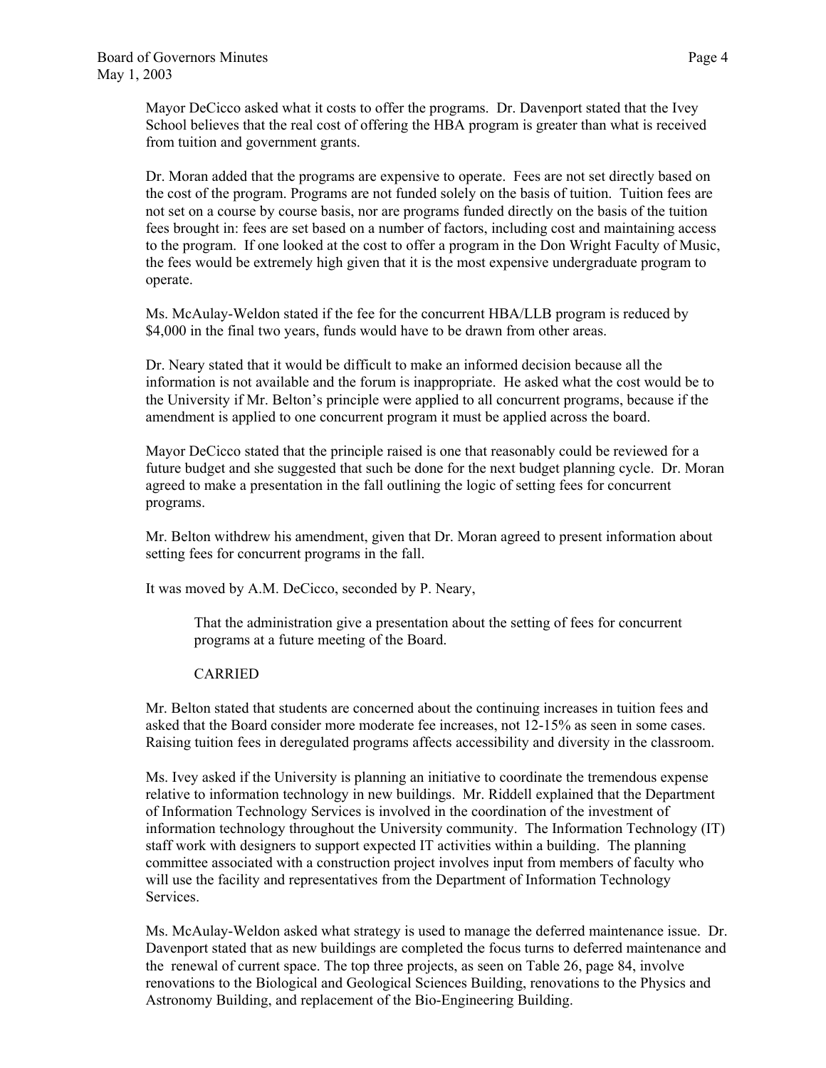Mayor DeCicco asked what it costs to offer the programs. Dr. Davenport stated that the Ivey School believes that the real cost of offering the HBA program is greater than what is received from tuition and government grants.

Dr. Moran added that the programs are expensive to operate. Fees are not set directly based on the cost of the program. Programs are not funded solely on the basis of tuition. Tuition fees are not set on a course by course basis, nor are programs funded directly on the basis of the tuition fees brought in: fees are set based on a number of factors, including cost and maintaining access to the program. If one looked at the cost to offer a program in the Don Wright Faculty of Music, the fees would be extremely high given that it is the most expensive undergraduate program to operate.

Ms. McAulay-Weldon stated if the fee for the concurrent HBA/LLB program is reduced by $4,000 in the final two years, funds would have to be drawn from other areas.

Dr. Neary stated that it would be difficult to make an informed decision because all the information is not available and the forum is inappropriate. He asked what the cost would be to the University if Mr. Belton's principle were applied to all concurrent programs, because if the amendment is applied to one concurrent program it must be applied across the board.

Mayor DeCicco stated that the principle raised is one that reasonably could be reviewed for a future budget and she suggested that such be done for the next budget planning cycle. Dr. Moran agreed to make a presentation in the fall outlining the logic of setting fees for concurrent programs.

Mr. Belton withdrew his amendment, given that Dr. Moran agreed to present information about setting fees for concurrent programs in the fall.

It was moved by A.M. DeCicco, seconded by P. Neary,

> That the administration give a presentation about the setting of fees for concurrent programs at a future meeting of the Board.
>
> CARRIED

Mr. Belton stated that students are concerned about the continuing increases in tuition fees and asked that the Board consider more moderate fee increases, not 12-15% as seen in some cases. Raising tuition fees in deregulated programs affects accessibility and diversity in the classroom.

Ms. Ivey asked if the University is planning an initiative to coordinate the tremendous expense relative to information technology in new buildings. Mr. Riddell explained that the Department of Information Technology Services is involved in the coordination of the investment of information technology throughout the University community. The Information Technology (IT) staff work with designers to support expected IT activities within a building. The planning committee associated with a construction project involves input from members of faculty who will use the facility and representatives from the Department of Information Technology Services.

Ms. McAulay-Weldon asked what strategy is used to manage the deferred maintenance issue. Dr. Davenport stated that as new buildings are completed the focus turns to deferred maintenance and the renewal of current space. The top three projects, as seen on Table 26, page 84, involve renovations to the Biological and Geological Sciences Building, renovations to the Physics and Astronomy Building, and replacement of the Bio-Engineering Building.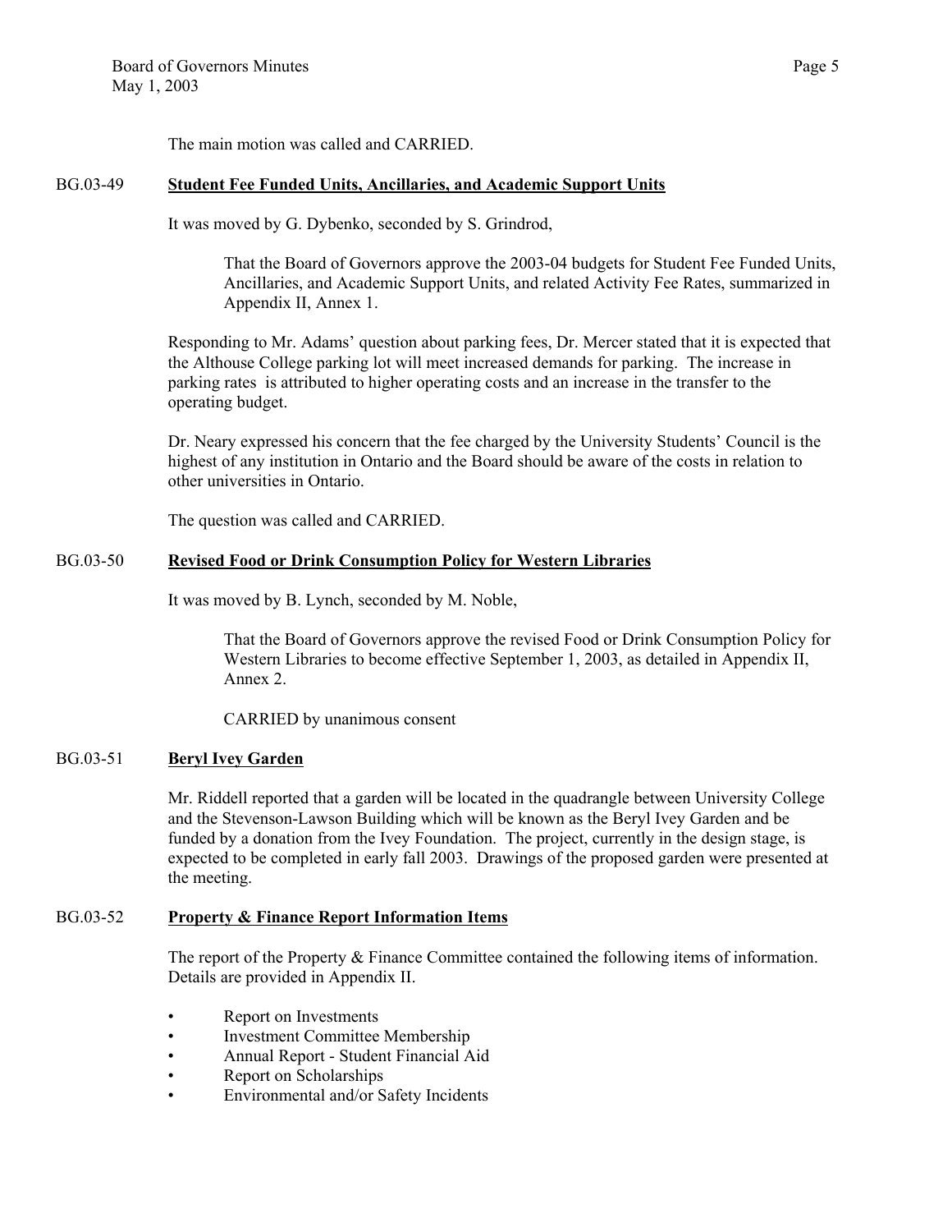The main motion was called and CARRIED.

## BG.03-49 **Student Fee Funded Units, Ancillaries, and Academic Support Units**

It was moved by G. Dybenko, seconded by S. Grindrod,

> That the Board of Governors approve the 2003-04 budgets for Student Fee Funded Units, Ancillaries, and Academic Support Units, and related Activity Fee Rates, summarized in Appendix II, Annex 1.

Responding to Mr. Adams' question about parking fees, Dr. Mercer stated that it is expected that the Althouse College parking lot will meet increased demands for parking. The increase in parking rates is attributed to higher operating costs and an increase in the transfer to the operating budget.

Dr. Neary expressed his concern that the fee charged by the University Students' Council is the highest of any institution in Ontario and the Board should be aware of the costs in relation to other universities in Ontario.

The question was called and CARRIED.

## BG.03-50 **Revised Food or Drink Consumption Policy for Western Libraries**

It was moved by B. Lynch, seconded by M. Noble,

> That the Board of Governors approve the revised Food or Drink Consumption Policy for Western Libraries to become effective September 1, 2003, as detailed in Appendix II, Annex 2.
>
> CARRIED by unanimous consent

## BG.03-51 **Beryl Ivey Garden**

Mr. Riddell reported that a garden will be located in the quadrangle between University College and the Stevenson-Lawson Building which will be known as the Beryl Ivey Garden and be funded by a donation from the Ivey Foundation. The project, currently in the design stage, is expected to be completed in early fall 2003. Drawings of the proposed garden were presented at the meeting.

## BG.03-52 **Property & Finance Report Information Items**

The report of the Property & Finance Committee contained the following items of information. Details are provided in Appendix II.

- Report on Investments
- Investment Committee Membership
- Annual Report - Student Financial Aid
- Report on Scholarships
- Environmental and/or Safety Incidents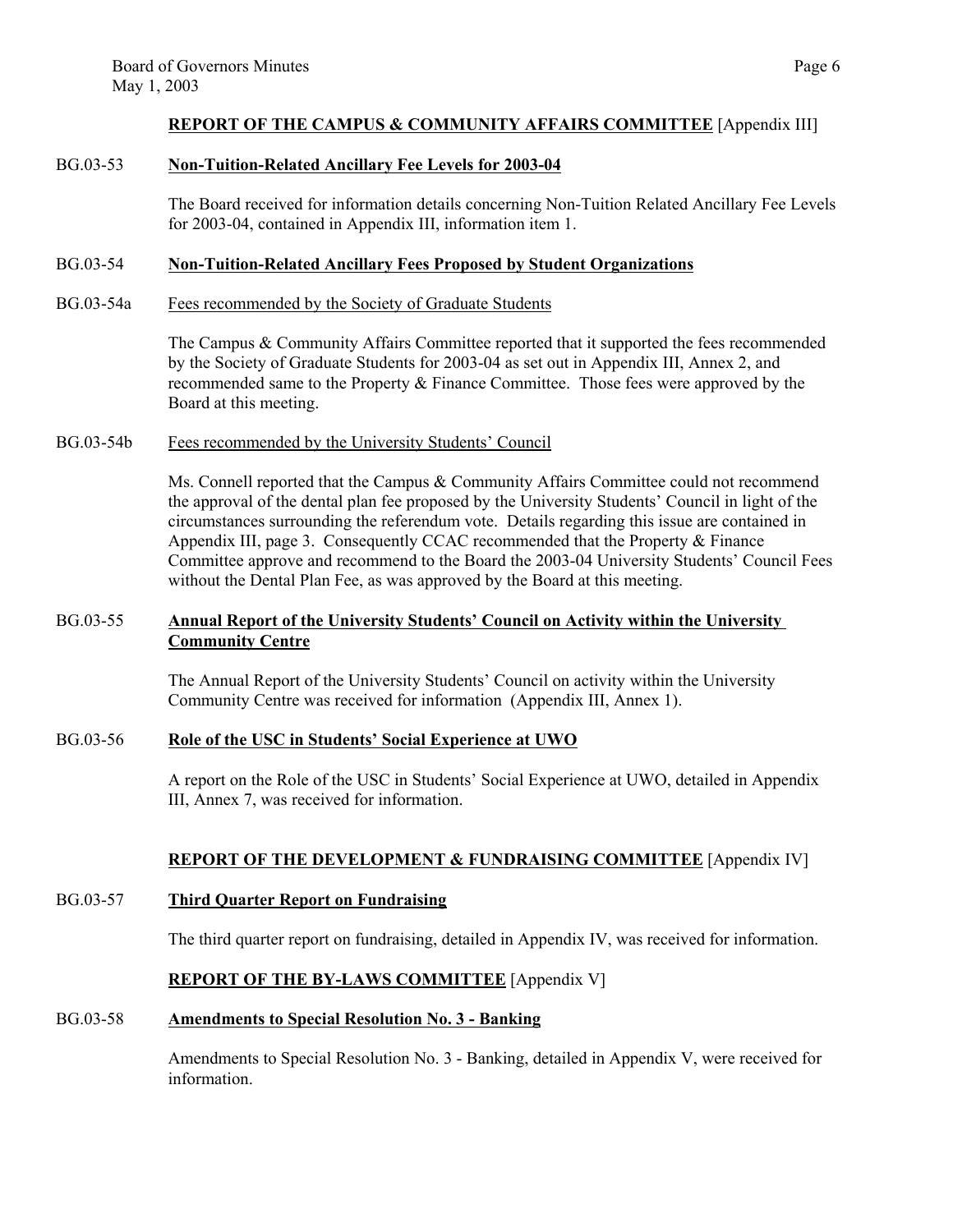## REPORT OF THE CAMPUS & COMMUNITY AFFAIRS COMMITTEE [Appendix III]

BG.03-53 **Non-Tuition-Related Ancillary Fee Levels for 2003-04**

The Board received for information details concerning Non-Tuition Related Ancillary Fee Levels for 2003-04, contained in Appendix III, information item 1.

BG.03-54 **Non-Tuition-Related Ancillary Fees Proposed by Student Organizations**

BG.03-54a Fees recommended by the Society of Graduate Students

The Campus & Community Affairs Committee reported that it supported the fees recommended by the Society of Graduate Students for 2003-04 as set out in Appendix III, Annex 2, and recommended same to the Property & Finance Committee. Those fees were approved by the Board at this meeting.

BG.03-54b Fees recommended by the University Students' Council

Ms. Connell reported that the Campus & Community Affairs Committee could not recommend the approval of the dental plan fee proposed by the University Students' Council in light of the circumstances surrounding the referendum vote. Details regarding this issue are contained in Appendix III, page 3. Consequently CCAC recommended that the Property & Finance Committee approve and recommend to the Board the 2003-04 University Students' Council Fees without the Dental Plan Fee, as was approved by the Board at this meeting.

BG.03-55 **Annual Report of the University Students' Council on Activity within the University Community Centre**

The Annual Report of the University Students' Council on activity within the University Community Centre was received for information (Appendix III, Annex 1).

BG.03-56 **Role of the USC in Students' Social Experience at UWO**

A report on the Role of the USC in Students' Social Experience at UWO, detailed in Appendix III, Annex 7, was received for information.

## REPORT OF THE DEVELOPMENT & FUNDRAISING COMMITTEE [Appendix IV]

BG.03-57 **Third Quarter Report on Fundraising**

The third quarter report on fundraising, detailed in Appendix IV, was received for information.

## REPORT OF THE BY-LAWS COMMITTEE [Appendix V]

BG.03-58 **Amendments to Special Resolution No. 3 - Banking**

Amendments to Special Resolution No. 3 - Banking, detailed in Appendix V, were received for information.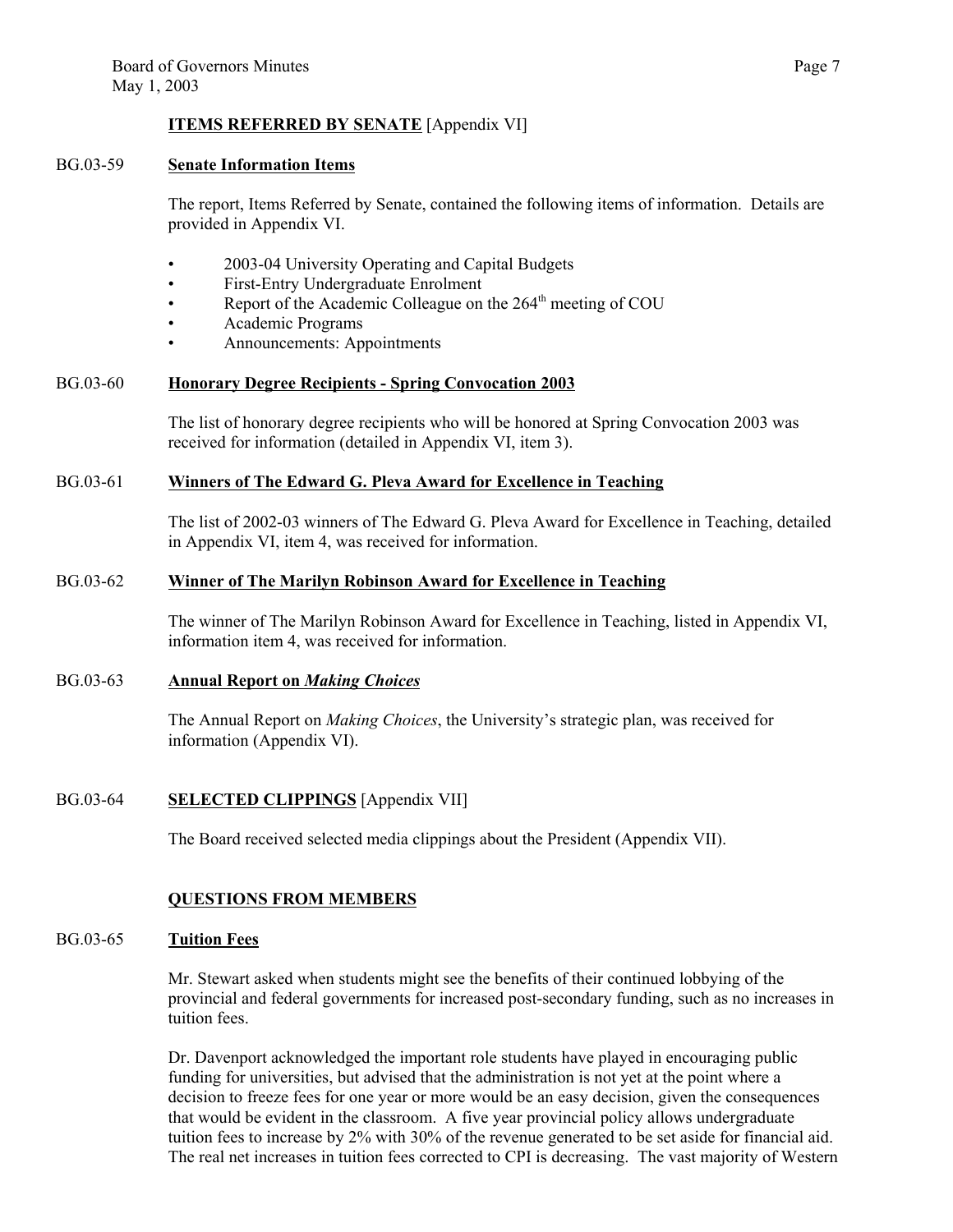**ITEMS REFERRED BY SENATE** [Appendix VI]

BG.03-59 **Senate Information Items**

The report, Items Referred by Senate, contained the following items of information. Details are provided in Appendix VI.

- 2003-04 University Operating and Capital Budgets
- First-Entry Undergraduate Enrolment
- Report of the Academic Colleague on the 264th meeting of COU
- Academic Programs
- Announcements: Appointments

BG.03-60 **Honorary Degree Recipients - Spring Convocation 2003**

The list of honorary degree recipients who will be honored at Spring Convocation 2003 was received for information (detailed in Appendix VI, item 3).

BG.03-61 **Winners of The Edward G. Pleva Award for Excellence in Teaching**

The list of 2002-03 winners of The Edward G. Pleva Award for Excellence in Teaching, detailed in Appendix VI, item 4, was received for information.

BG.03-62 **Winner of The Marilyn Robinson Award for Excellence in Teaching**

The winner of The Marilyn Robinson Award for Excellence in Teaching, listed in Appendix VI, information item 4, was received for information.

BG.03-63 **Annual Report on *Making Choices***

The Annual Report on *Making Choices*, the University's strategic plan, was received for information (Appendix VI).

BG.03-64 **SELECTED CLIPPINGS** [Appendix VII]

The Board received selected media clippings about the President (Appendix VII).

**QUESTIONS FROM MEMBERS**

BG.03-65 **Tuition Fees**

Mr. Stewart asked when students might see the benefits of their continued lobbying of the provincial and federal governments for increased post-secondary funding, such as no increases in tuition fees.

Dr. Davenport acknowledged the important role students have played in encouraging public funding for universities, but advised that the administration is not yet at the point where a decision to freeze fees for one year or more would be an easy decision, given the consequences that would be evident in the classroom. A five year provincial policy allows undergraduate tuition fees to increase by 2% with 30% of the revenue generated to be set aside for financial aid. The real net increases in tuition fees corrected to CPI is decreasing. The vast majority of Western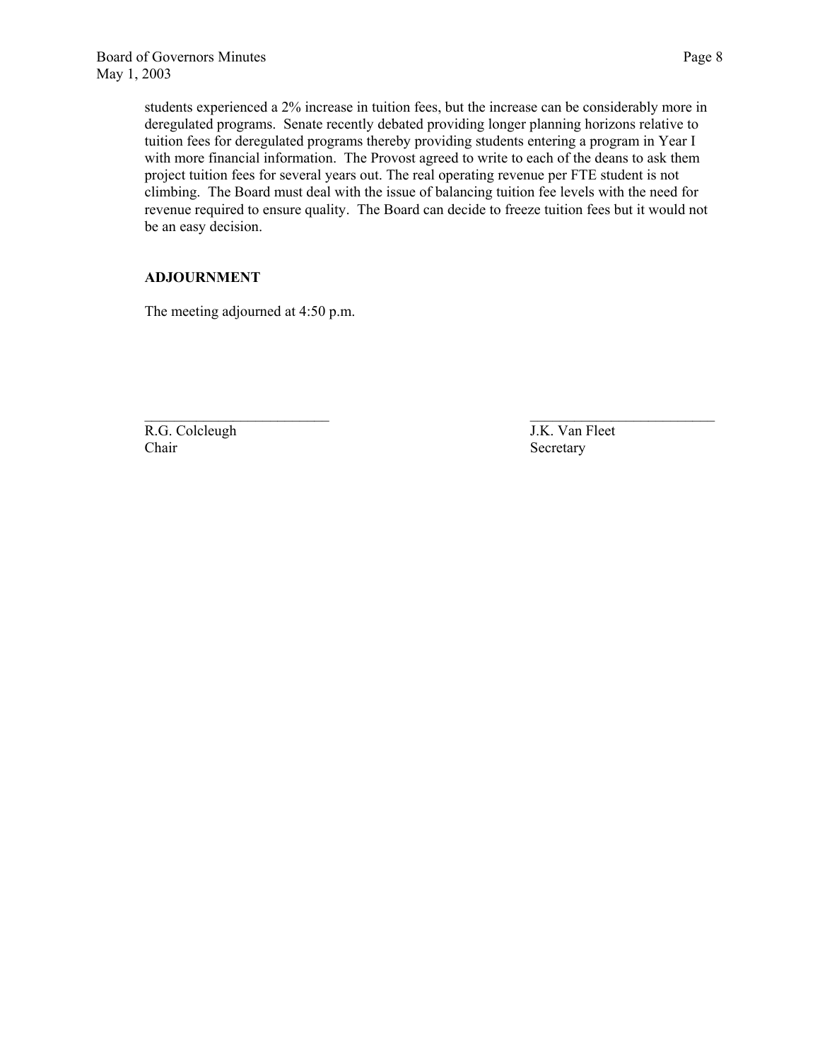students experienced a 2% increase in tuition fees, but the increase can be considerably more in deregulated programs. Senate recently debated providing longer planning horizons relative to tuition fees for deregulated programs thereby providing students entering a program in Year I with more financial information. The Provost agreed to write to each of the deans to ask them project tuition fees for several years out. The real operating revenue per FTE student is not climbing. The Board must deal with the issue of balancing tuition fee levels with the need for revenue required to ensure quality. The Board can decide to freeze tuition fees but it would not be an easy decision.

**ADJOURNMENT**

The meeting adjourned at 4:50 p.m.

| _________________________ | _________________________ |
|---|---|
| R.G. Colcleugh | J.K. Van Fleet |
| Chair | Secretary |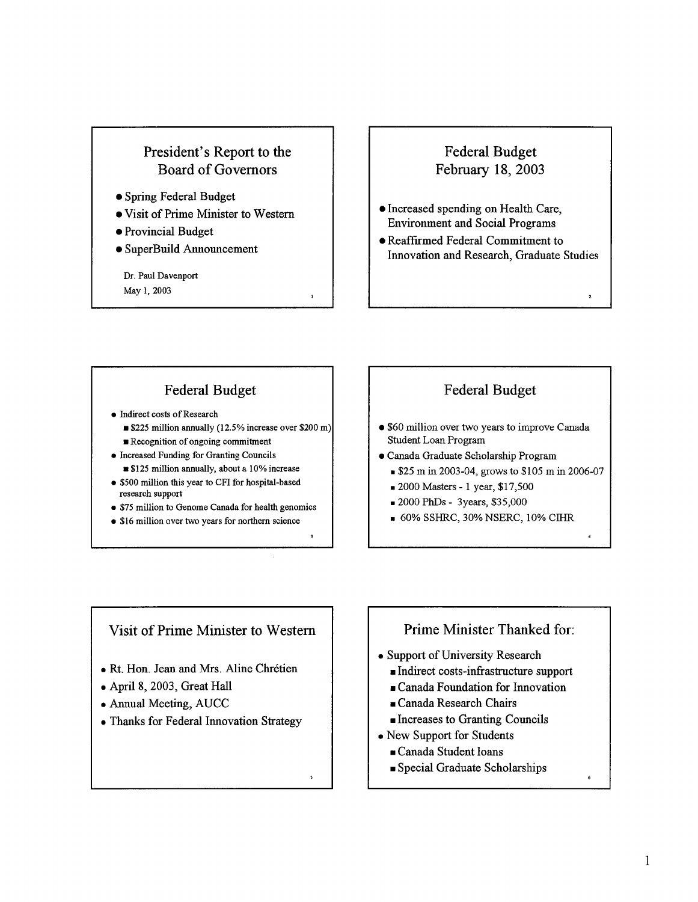## President's Report to the Board of Governors

- Spring Federal Budget
- Visit of Prime Minister to Western
- Provincial Budget
- SuperBuild Announcement

Dr. Paul Davenport
May 1, 2003

## Federal Budget February 18, 2003

- Increased spending on Health Care, Environment and Social Programs
- Reaffirmed Federal Commitment to Innovation and Research, Graduate Studies

## Federal Budget

- Indirect costs of Research
  - $225 million annually (12.5% increase over $200 m)
  - Recognition of ongoing commitment
- Increased Funding for Granting Councils
  - $125 million annually, about a 10% increase
- $500 million this year to CFI for hospital-based research support
- $75 million to Genome Canada for health genomics
- $16 million over two years for northern science

## Federal Budget

- $60 million over two years to improve Canada Student Loan Program
- Canada Graduate Scholarship Program
  - $25 m in 2003-04, grows to $105 m in 2006-07
  - 2000 Masters - 1 year, $17,500
  - 2000 PhDs - 3years, $35,000
  - 60% SSHRC, 30% NSERC, 10% CIHR

## Visit of Prime Minister to Western

- Rt. Hon. Jean and Mrs. Aline Chrétien
- April 8, 2003, Great Hall
- Annual Meeting, AUCC
- Thanks for Federal Innovation Strategy

## Prime Minister Thanked for:

- Support of University Research
  - Indirect costs-infrastructure support
  - Canada Foundation for Innovation
  - Canada Research Chairs
  - Increases to Granting Councils
- New Support for Students
  - Canada Student loans
  - Special Graduate Scholarships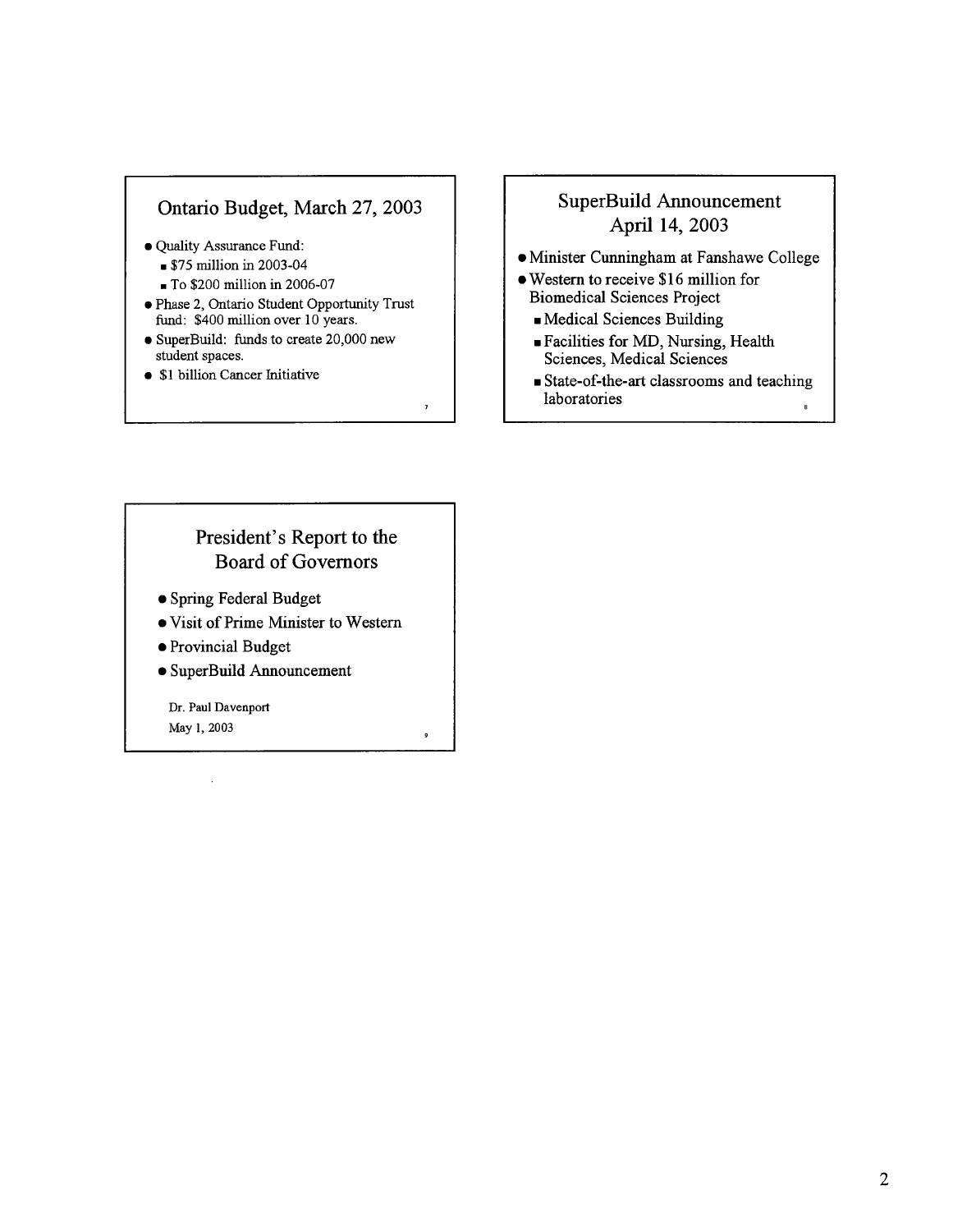## Ontario Budget, March 27, 2003

- Quality Assurance Fund:
  - $75 million in 2003-04
  - To $200 million in 2006-07
- Phase 2, Ontario Student Opportunity Trust fund: $400 million over 10 years.
- SuperBuild: funds to create 20,000 new student spaces.
- $1 billion Cancer Initiative

## SuperBuild Announcement April 14, 2003

- Minister Cunningham at Fanshawe College
- Western to receive $16 million for Biomedical Sciences Project
  - Medical Sciences Building
  - Facilities for MD, Nursing, Health Sciences, Medical Sciences
  - State-of-the-art classrooms and teaching laboratories

## President's Report to the Board of Governors

- Spring Federal Budget
- Visit of Prime Minister to Western
- Provincial Budget
- SuperBuild Announcement

Dr. Paul Davenport
May 1, 2003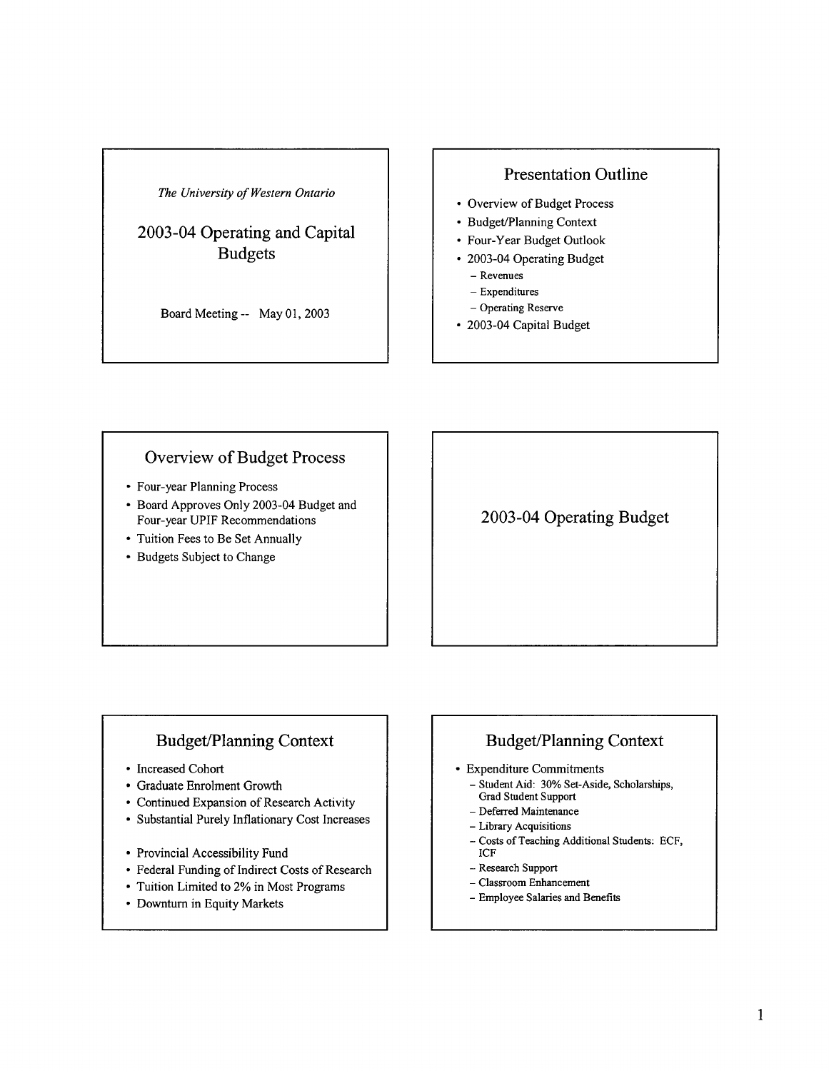*The University of Western Ontario*

# 2003-04 Operating and Capital Budgets

Board Meeting -- May 01, 2003

## Presentation Outline

- Overview of Budget Process
- Budget/Planning Context
- Four-Year Budget Outlook
- 2003-04 Operating Budget
  - Revenues
  - Expenditures
  - Operating Reserve
- 2003-04 Capital Budget

## Overview of Budget Process

- Four-year Planning Process
- Board Approves Only 2003-04 Budget and Four-year UPIF Recommendations
- Tuition Fees to Be Set Annually
- Budgets Subject to Change

## 2003-04 Operating Budget

## Budget/Planning Context

- Increased Cohort
- Graduate Enrolment Growth
- Continued Expansion of Research Activity
- Substantial Purely Inflationary Cost Increases

- Provincial Accessibility Fund
- Federal Funding of Indirect Costs of Research
- Tuition Limited to 2% in Most Programs
- Downturn in Equity Markets

## Budget/Planning Context

- Expenditure Commitments
  - Student Aid: 30% Set-Aside, Scholarships, Grad Student Support
  - Deferred Maintenance
  - Library Acquisitions
  - Costs of Teaching Additional Students: ECF, ICF
  - Research Support
  - Classroom Enhancement
  - Employee Salaries and Benefits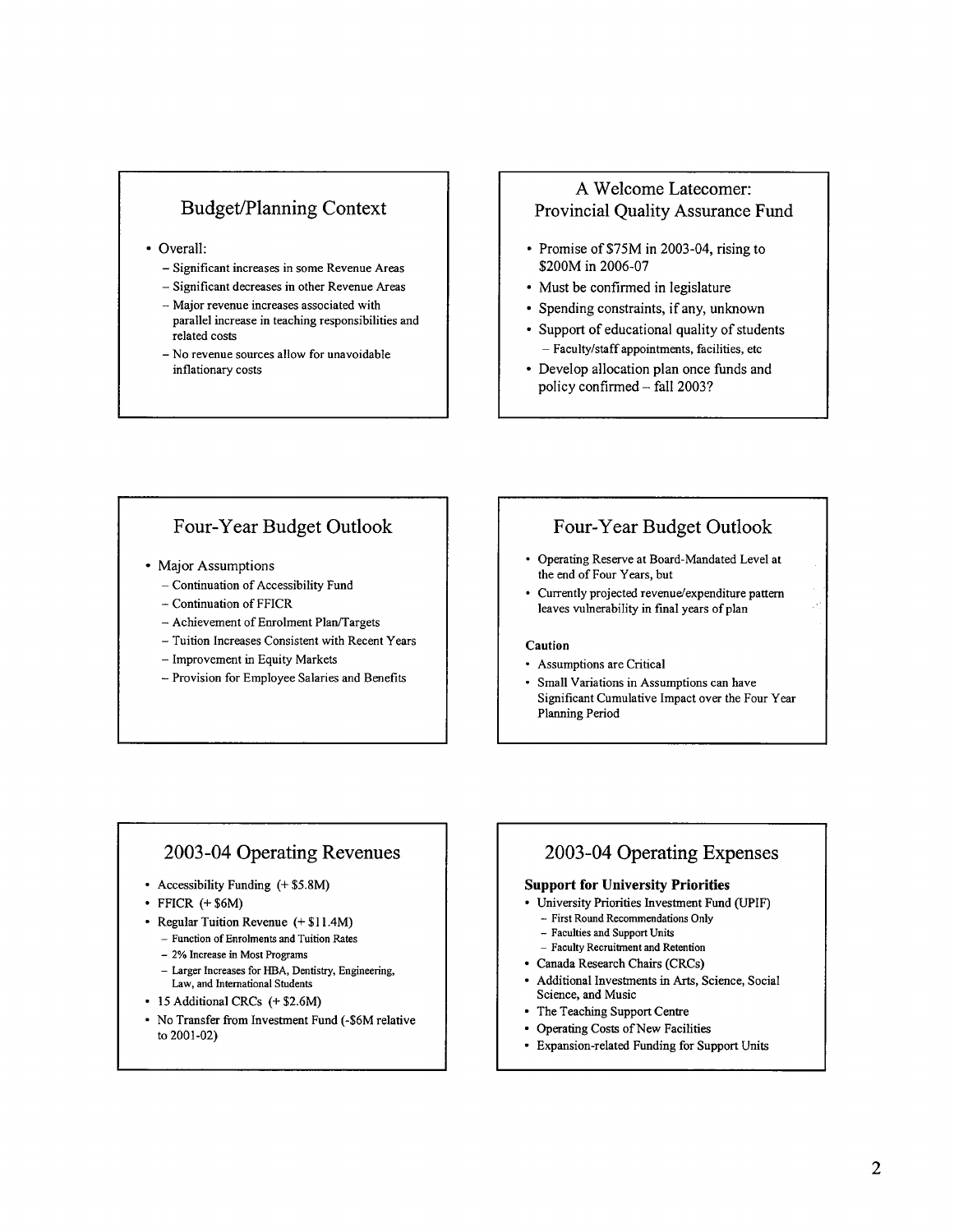## Budget/Planning Context

- Overall:
  - Significant increases in some Revenue Areas
  - Significant decreases in other Revenue Areas
  - Major revenue increases associated with parallel increase in teaching responsibilities and related costs
  - No revenue sources allow for unavoidable inflationary costs

## A Welcome Latecomer: Provincial Quality Assurance Fund

- Promise of $75M in 2003-04, rising to $200M in 2006-07
- Must be confirmed in legislature
- Spending constraints, if any, unknown
- Support of educational quality of students
  - Faculty/staff appointments, facilities, etc
- Develop allocation plan once funds and policy confirmed – fall 2003?

## Four-Year Budget Outlook

- Major Assumptions
  - Continuation of Accessibility Fund
  - Continuation of FFICR
  - Achievement of Enrolment Plan/Targets
  - Tuition Increases Consistent with Recent Years
  - Improvement in Equity Markets
  - Provision for Employee Salaries and Benefits

## Four-Year Budget Outlook

- Operating Reserve at Board-Mandated Level at the end of Four Years, but
- Currently projected revenue/expenditure pattern leaves vulnerability in final years of plan

**Caution**

- Assumptions are Critical
- Small Variations in Assumptions can have Significant Cumulative Impact over the Four Year Planning Period

## 2003-04 Operating Revenues

- Accessibility Funding (+ $5.8M)
- FFICR (+ $6M)
- Regular Tuition Revenue (+ $11.4M)
  - Function of Enrolments and Tuition Rates
  - 2% Increase in Most Programs
  - Larger Increases for HBA, Dentistry, Engineering, Law, and International Students
- 15 Additional CRCs (+ $2.6M)
- No Transfer from Investment Fund (-$6M relative to 2001-02)

## 2003-04 Operating Expenses

**Support for University Priorities**

- University Priorities Investment Fund (UPIF)
  - First Round Recommendations Only
  - Faculties and Support Units
  - Faculty Recruitment and Retention
- Canada Research Chairs (CRCs)
- Additional Investments in Arts, Science, Social Science, and Music
- The Teaching Support Centre
- Operating Costs of New Facilities
- Expansion-related Funding for Support Units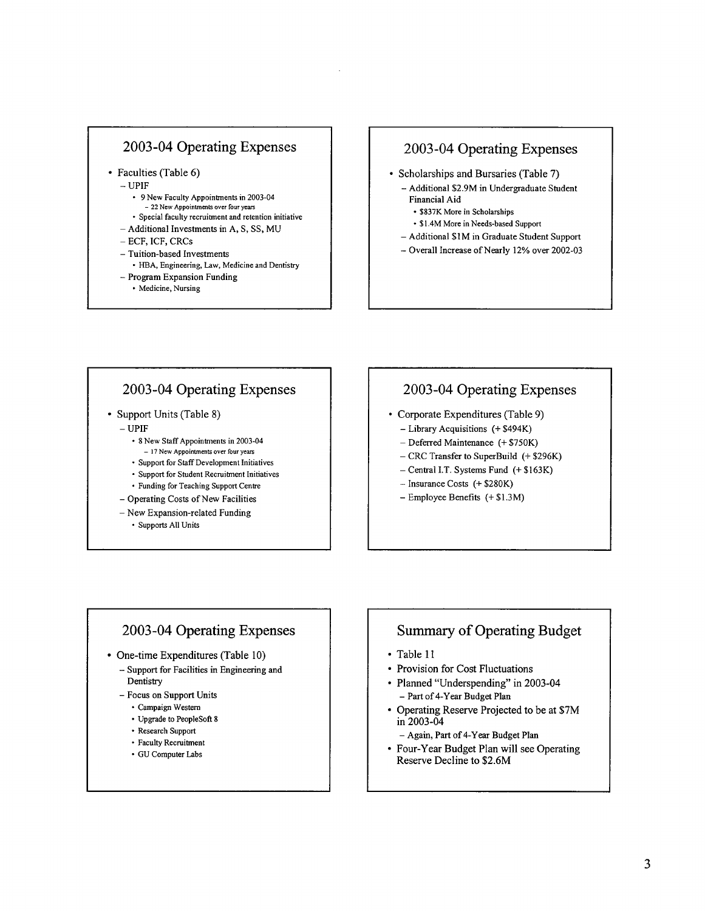## 2003-04 Operating Expenses

- Faculties (Table 6)
  - UPIF
    - 9 New Faculty Appointments in 2003-04
      - 22 New Appointments over four years
    - Special faculty recruitment and retention initiative
  - Additional Investments in A, S, SS, MU
  - ECF, ICF, CRCs
  - Tuition-based Investments
    - HBA, Engineering, Law, Medicine and Dentistry
  - Program Expansion Funding
    - Medicine, Nursing

## 2003-04 Operating Expenses

- Scholarships and Bursaries (Table 7)
  - Additional $2.9M in Undergraduate Student Financial Aid
    - $837K More in Scholarships
    - $1.4M More in Needs-based Support
  - Additional $1M in Graduate Student Support
  - Overall Increase of Nearly 12% over 2002-03

## 2003-04 Operating Expenses

- Support Units (Table 8)
  - UPIF
    - 8 New Staff Appointments in 2003-04
      - 17 New Appointments over four years
    - Support for Staff Development Initiatives
    - Support for Student Recruitment Initiatives
    - Funding for Teaching Support Centre
  - Operating Costs of New Facilities
  - New Expansion-related Funding
    - Supports All Units

## 2003-04 Operating Expenses

- Corporate Expenditures (Table 9)
  - Library Acquisitions (+ $494K)
  - Deferred Maintenance (+ $750K)
  - CRC Transfer to SuperBuild (+ $296K)
  - Central I.T. Systems Fund (+ $163K)
  - Insurance Costs (+ $280K)
  - Employee Benefits (+ $1.3M)

## 2003-04 Operating Expenses

- One-time Expenditures (Table 10)
  - Support for Facilities in Engineering and Dentistry
  - Focus on Support Units
    - Campaign Western
    - Upgrade to PeopleSoft 8
    - Research Support
    - Faculty Recruitment
    - GU Computer Labs

## Summary of Operating Budget

- Table 11
- Provision for Cost Fluctuations
- Planned "Underspending" in 2003-04
  - Part of 4-Year Budget Plan
- Operating Reserve Projected to be at $7M in 2003-04
  - Again, Part of 4-Year Budget Plan
- Four-Year Budget Plan will see Operating Reserve Decline to $2.6M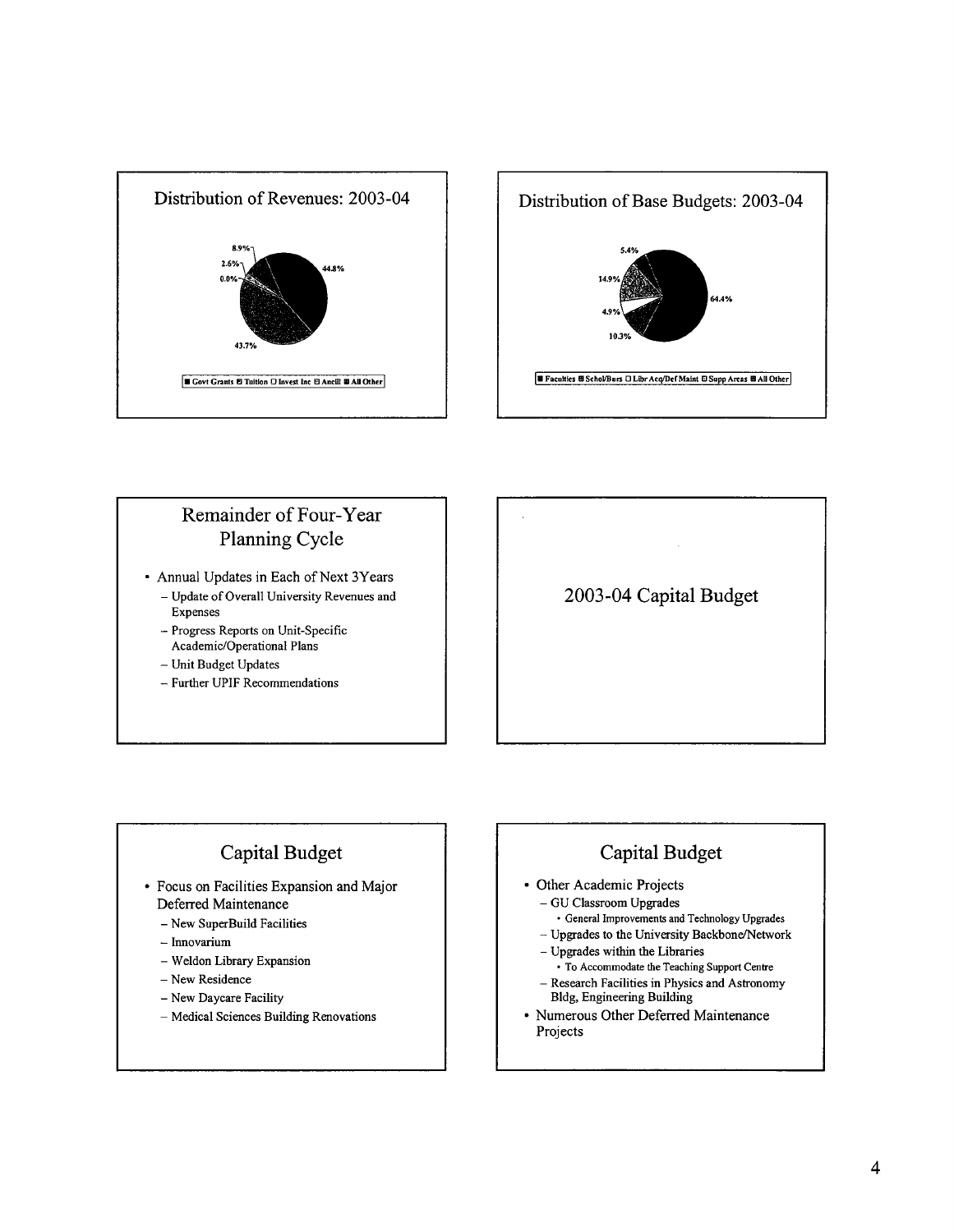## Distribution of Revenues: 2003-04

8.9%
2.6%
0.0%
44.8%
43.7%

■ Govt Grants ■ Tuition □ Invest Inc ■ Ancill ■ All Other

## Distribution of Base Budgets: 2003-04

5.4%
14.9%
4.9%
10.3%
64.4%

■ Faculties ■ Schol/Burs □ Libr Acq/Def Maint □ Supp Areas ■ All Other

## Remainder of Four-Year Planning Cycle

- Annual Updates in Each of Next 3Years
  - Update of Overall University Revenues and Expenses
  - Progress Reports on Unit-Specific Academic/Operational Plans
  - Unit Budget Updates
  - Further UPIF Recommendations

## 2003-04 Capital Budget

## Capital Budget

- Focus on Facilities Expansion and Major Deferred Maintenance
  - New SuperBuild Facilities
  - Innovarium
  - Weldon Library Expansion
  - New Residence
  - New Daycare Facility
  - Medical Sciences Building Renovations

## Capital Budget

- Other Academic Projects
  - GU Classroom Upgrades
    - General Improvements and Technology Upgrades
  - Upgrades to the University Backbone/Network
  - Upgrades within the Libraries
    - To Accommodate the Teaching Support Centre
  - Research Facilities in Physics and Astronomy Bldg, Engineering Building
- Numerous Other Deferred Maintenance Projects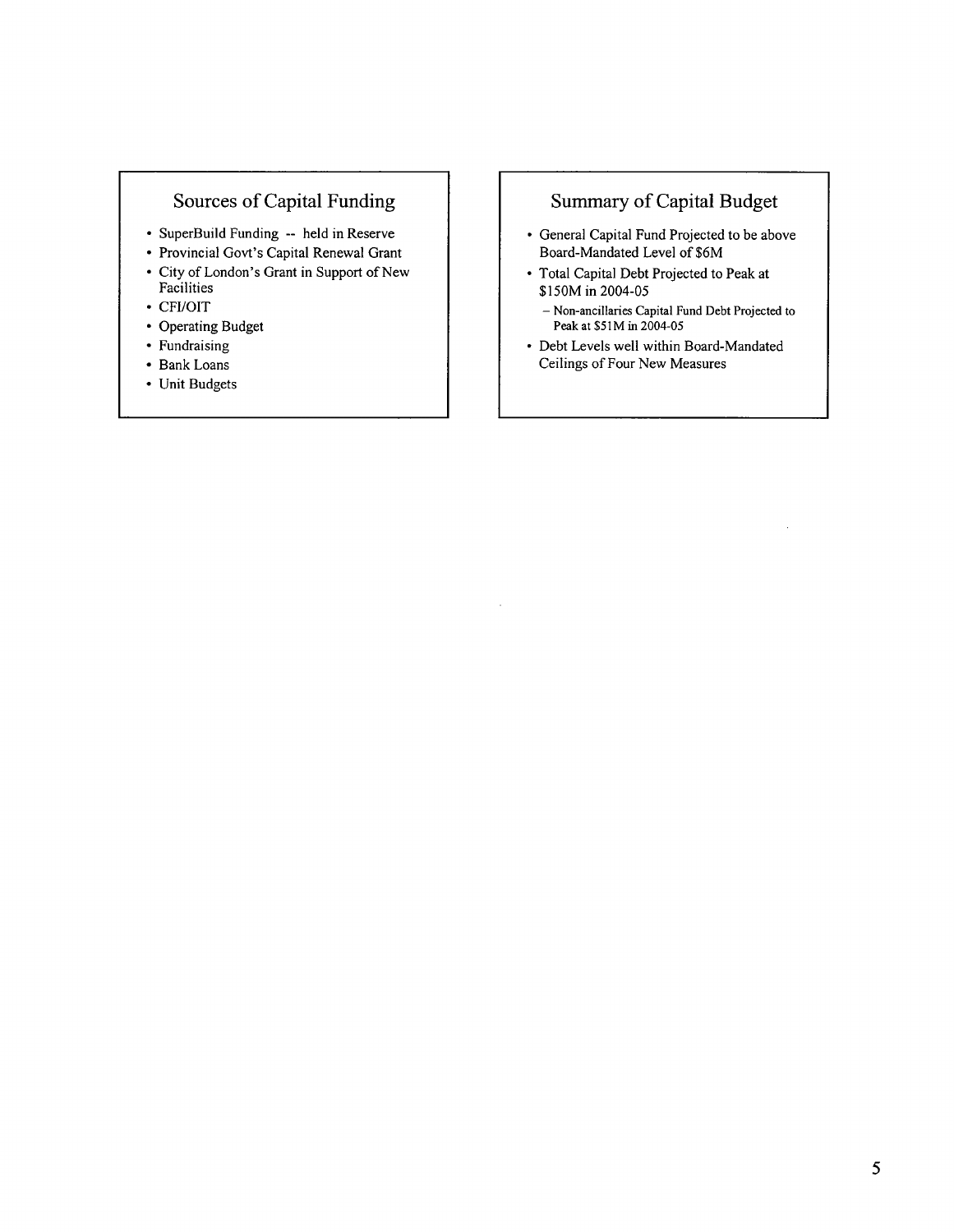## Sources of Capital Funding

- SuperBuild Funding -- held in Reserve
- Provincial Govt's Capital Renewal Grant
- City of London's Grant in Support of New Facilities
- CFI/OIT
- Operating Budget
- Fundraising
- Bank Loans
- Unit Budgets

## Summary of Capital Budget

- General Capital Fund Projected to be above Board-Mandated Level of $6M
- Total Capital Debt Projected to Peak at $150M in 2004-05
  - Non-ancillaries Capital Fund Debt Projected to Peak at $51M in 2004-05
- Debt Levels well within Board-Mandated Ceilings of Four New Measures